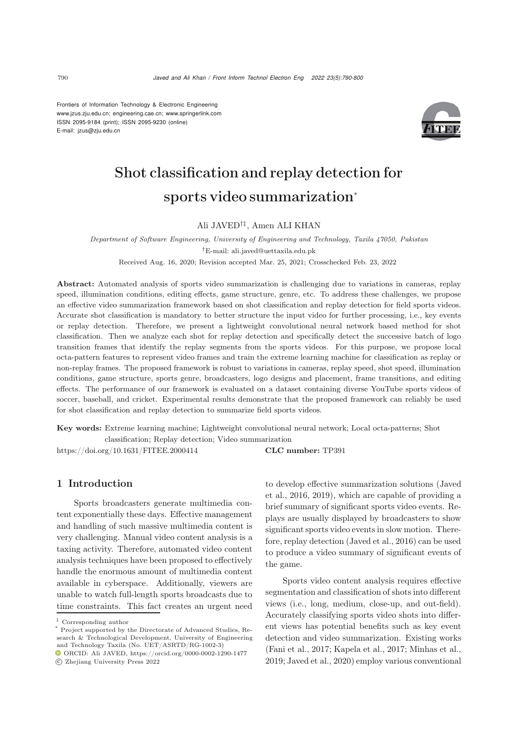Frontiers of Information Technology & Electronic Engineering
www.jzus.zju.edu.cn; engineering.cae.cn; www.springerlink.com
ISSN 2095-9184 (print); ISSN 2095-9230 (online)
E-mail: jzus@zju.edu.cn

# Shot classification and replay detection for sports video summarization*

Ali JAVED[†‡], Amen ALI KHAN

*Department of Software Engineering, University of Engineering and Technology, Taxila 47050, Pakistan*

[†]E-mail: ali.javed@uettaxila.edu.pk

Received Aug. 16, 2020; Revision accepted Mar. 25, 2021; Crosschecked Feb. 23, 2022

**Abstract:** Automated analysis of sports video summarization is challenging due to variations in cameras, replay speed, illumination conditions, editing effects, game structure, genre, etc. To address these challenges, we propose an effective video summarization framework based on shot classification and replay detection for field sports videos. Accurate shot classification is mandatory to better structure the input video for further processing, i.e., key events or replay detection. Therefore, we present a lightweight convolutional neural network based method for shot classification. Then we analyze each shot for replay detection and specifically detect the successive batch of logo transition frames that identify the replay segments from the sports videos. For this purpose, we propose local octa-pattern features to represent video frames and train the extreme learning machine for classification as replay or non-replay frames. The proposed framework is robust to variations in cameras, replay speed, shot speed, illumination conditions, game structure, sports genre, broadcasters, logo designs and placement, frame transitions, and editing effects. The performance of our framework is evaluated on a dataset containing diverse YouTube sports videos of soccer, baseball, and cricket. Experimental results demonstrate that the proposed framework can reliably be used for shot classification and replay detection to summarize field sports videos.

**Key words:** Extreme learning machine; Lightweight convolutional neural network; Local octa-patterns; Shot classification; Replay detection; Video summarization

https://doi.org/10.1631/FITEE.2000414 **CLC number:** TP391

## 1 Introduction

Sports broadcasters generate multimedia content exponentially these days. Effective management and handling of such massive multimedia content is very challenging. Manual video content analysis is a taxing activity. Therefore, automated video content analysis techniques have been proposed to effectively handle the enormous amount of multimedia content available in cyberspace. Additionally, viewers are unable to watch full-length sports broadcasts due to time constraints. This fact creates an urgent need to develop effective summarization solutions (Javed et al., 2016, 2019), which are capable of providing a brief summary of significant sports video events. Replays are usually displayed by broadcasters to show significant sports video events in slow motion. Therefore, replay detection (Javed et al., 2016) can be used to produce a video summary of significant events of the game.

Sports video content analysis requires effective segmentation and classification of shots into different views (i.e., long, medium, close-up, and out-field). Accurately classifying sports video shots into different views has potential benefits such as key event detection and video summarization. Existing works (Fani et al., 2017; Kapela et al., 2017; Minhas et al., 2019; Javed et al., 2020) employ various conventional

[‡] Corresponding author

[*] Project supported by the Directorate of Advanced Studies, Research & Technological Development, University of Engineering and Technology Taxila (No. UET/ASRTD/RG-1002-3)

ORCID: Ali JAVED, https://orcid.org/0000-0002-1290-1477

© Zhejiang University Press 2022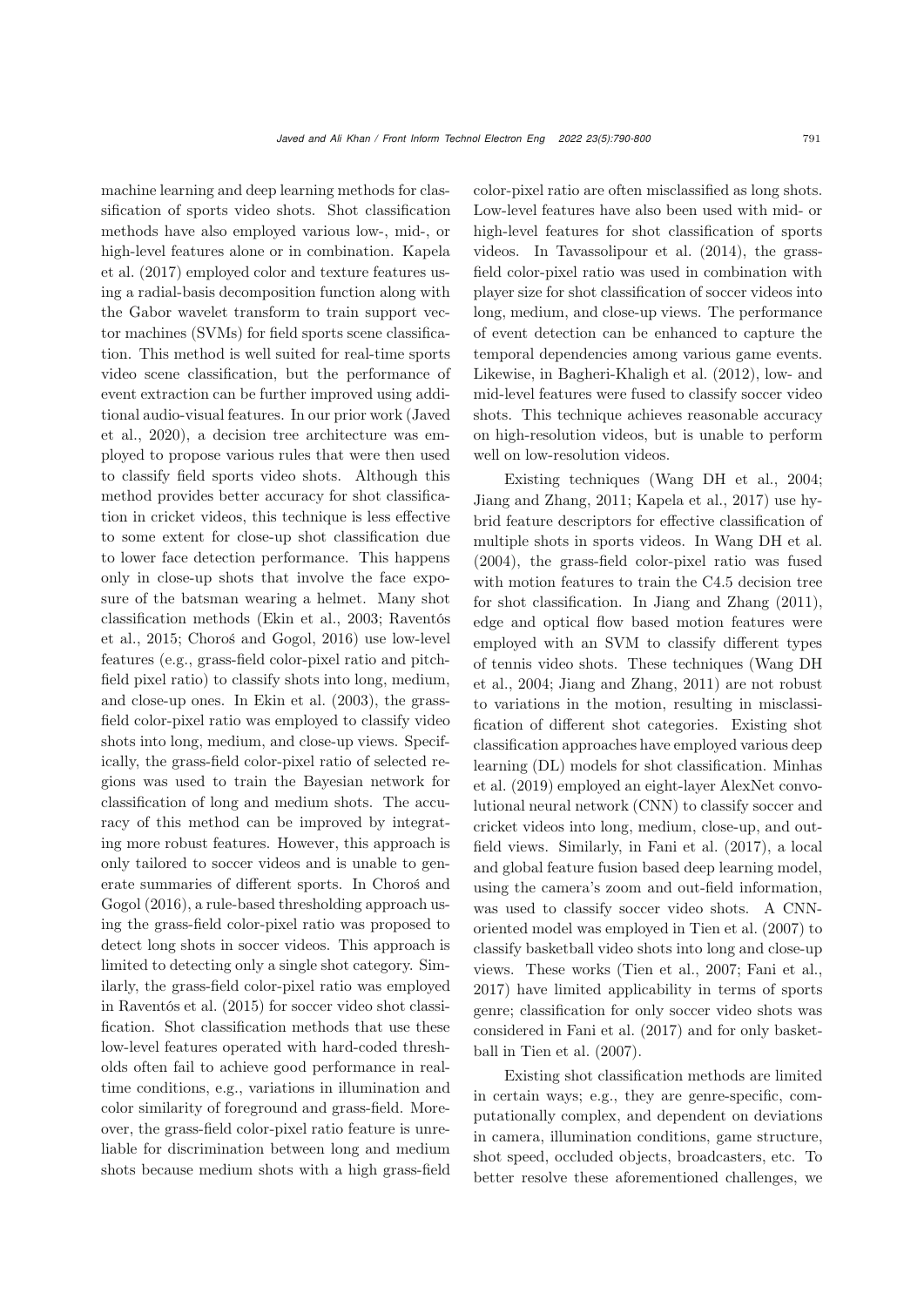machine learning and deep learning methods for classification of sports video shots. Shot classification methods have also employed various low-, mid-, or high-level features alone or in combination. Kapela et al. (2017) employed color and texture features using a radial-basis decomposition function along with the Gabor wavelet transform to train support vector machines (SVMs) for field sports scene classification. This method is well suited for real-time sports video scene classification, but the performance of event extraction can be further improved using additional audio-visual features. In our prior work (Javed et al., 2020), a decision tree architecture was employed to propose various rules that were then used to classify field sports video shots. Although this method provides better accuracy for shot classification in cricket videos, this technique is less effective to some extent for close-up shot classification due to lower face detection performance. This happens only in close-up shots that involve the face exposure of the batsman wearing a helmet. Many shot classification methods (Ekin et al., 2003; Raventós et al., 2015; Choroś and Gogol, 2016) use low-level features (e.g., grass-field color-pixel ratio and pitch-field pixel ratio) to classify shots into long, medium, and close-up ones. In Ekin et al. (2003), the grass-field color-pixel ratio was employed to classify video shots into long, medium, and close-up views. Specifically, the grass-field color-pixel ratio of selected regions was used to train the Bayesian network for classification of long and medium shots. The accuracy of this method can be improved by integrating more robust features. However, this approach is only tailored to soccer videos and is unable to generate summaries of different sports. In Choroś and Gogol (2016), a rule-based thresholding approach using the grass-field color-pixel ratio was proposed to detect long shots in soccer videos. This approach is limited to detecting only a single shot category. Similarly, the grass-field color-pixel ratio was employed in Raventós et al. (2015) for soccer video shot classification. Shot classification methods that use these low-level features operated with hard-coded thresholds often fail to achieve good performance in real-time conditions, e.g., variations in illumination and color similarity of foreground and grass-field. Moreover, the grass-field color-pixel ratio feature is unreliable for discrimination between long and medium shots because medium shots with a high grass-field color-pixel ratio are often misclassified as long shots. Low-level features have also been used with mid- or high-level features for shot classification of sports videos. In Tavassolipour et al. (2014), the grass-field color-pixel ratio was used in combination with player size for shot classification of soccer videos into long, medium, and close-up views. The performance of event detection can be enhanced to capture the temporal dependencies among various game events. Likewise, in Bagheri-Khaligh et al. (2012), low- and mid-level features were fused to classify soccer video shots. This technique achieves reasonable accuracy on high-resolution videos, but is unable to perform well on low-resolution videos.

Existing techniques (Wang DH et al., 2004; Jiang and Zhang, 2011; Kapela et al., 2017) use hybrid feature descriptors for effective classification of multiple shots in sports videos. In Wang DH et al. (2004), the grass-field color-pixel ratio was fused with motion features to train the C4.5 decision tree for shot classification. In Jiang and Zhang (2011), edge and optical flow based motion features were employed with an SVM to classify different types of tennis video shots. These techniques (Wang DH et al., 2004; Jiang and Zhang, 2011) are not robust to variations in the motion, resulting in misclassification of different shot categories. Existing shot classification approaches have employed various deep learning (DL) models for shot classification. Minhas et al. (2019) employed an eight-layer AlexNet convolutional neural network (CNN) to classify soccer and cricket videos into long, medium, close-up, and out-field views. Similarly, in Fani et al. (2017), a local and global feature fusion based deep learning model, using the camera's zoom and out-field information, was used to classify soccer video shots. A CNN-oriented model was employed in Tien et al. (2007) to classify basketball video shots into long and close-up views. These works (Tien et al., 2007; Fani et al., 2017) have limited applicability in terms of sports genre; classification for only soccer video shots was considered in Fani et al. (2017) and for only basketball in Tien et al. (2007).

Existing shot classification methods are limited in certain ways; e.g., they are genre-specific, computationally complex, and dependent on deviations in camera, illumination conditions, game structure, shot speed, occluded objects, broadcasters, etc. To better resolve these aforementioned challenges, we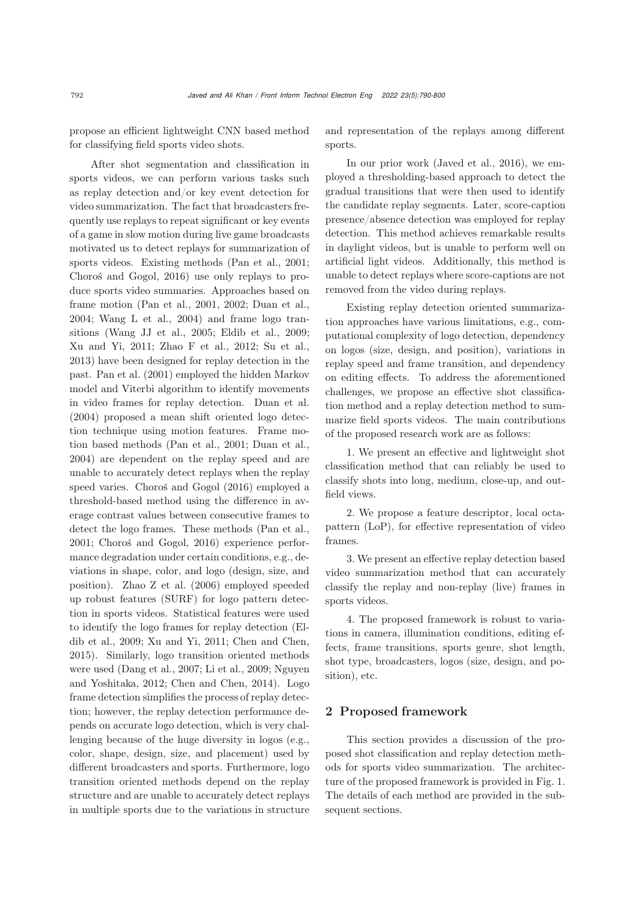propose an efficient lightweight CNN based method for classifying field sports video shots.

After shot segmentation and classification in sports videos, we can perform various tasks such as replay detection and/or key event detection for video summarization. The fact that broadcasters frequently use replays to repeat significant or key events of a game in slow motion during live game broadcasts motivated us to detect replays for summarization of sports videos. Existing methods (Pan et al., 2001; Choroś and Gogol, 2016) use only replays to produce sports video summaries. Approaches based on frame motion (Pan et al., 2001, 2002; Duan et al., 2004; Wang L et al., 2004) and frame logo transitions (Wang JJ et al., 2005; Eldib et al., 2009; Xu and Yi, 2011; Zhao F et al., 2012; Su et al., 2013) have been designed for replay detection in the past. Pan et al. (2001) employed the hidden Markov model and Viterbi algorithm to identify movements in video frames for replay detection. Duan et al. (2004) proposed a mean shift oriented logo detection technique using motion features. Frame motion based methods (Pan et al., 2001; Duan et al., 2004) are dependent on the replay speed and are unable to accurately detect replays when the replay speed varies. Choroś and Gogol (2016) employed a threshold-based method using the difference in average contrast values between consecutive frames to detect the logo frames. These methods (Pan et al., 2001; Choroś and Gogol, 2016) experience performance degradation under certain conditions, e.g., deviations in shape, color, and logo (design, size, and position). Zhao Z et al. (2006) employed speeded up robust features (SURF) for logo pattern detection in sports videos. Statistical features were used to identify the logo frames for replay detection (Eldib et al., 2009; Xu and Yi, 2011; Chen and Chen, 2015). Similarly, logo transition oriented methods were used (Dang et al., 2007; Li et al., 2009; Nguyen and Yoshitaka, 2012; Chen and Chen, 2014). Logo frame detection simplifies the process of replay detection; however, the replay detection performance depends on accurate logo detection, which is very challenging because of the huge diversity in logos (e.g., color, shape, design, size, and placement) used by different broadcasters and sports. Furthermore, logo transition oriented methods depend on the replay structure and are unable to accurately detect replays in multiple sports due to the variations in structure and representation of the replays among different sports.

In our prior work (Javed et al., 2016), we employed a thresholding-based approach to detect the gradual transitions that were then used to identify the candidate replay segments. Later, score-caption presence/absence detection was employed for replay detection. This method achieves remarkable results in daylight videos, but is unable to perform well on artificial light videos. Additionally, this method is unable to detect replays where score-captions are not removed from the video during replays.

Existing replay detection oriented summarization approaches have various limitations, e.g., computational complexity of logo detection, dependency on logos (size, design, and position), variations in replay speed and frame transition, and dependency on editing effects. To address the aforementioned challenges, we propose an effective shot classification method and a replay detection method to summarize field sports videos. The main contributions of the proposed research work are as follows:

1. We present an effective and lightweight shot classification method that can reliably be used to classify shots into long, medium, close-up, and out-field views.

2. We propose a feature descriptor, local octa-pattern (LoP), for effective representation of video frames.

3. We present an effective replay detection based video summarization method that can accurately classify the replay and non-replay (live) frames in sports videos.

4. The proposed framework is robust to variations in camera, illumination conditions, editing effects, frame transitions, sports genre, shot length, shot type, broadcasters, logos (size, design, and position), etc.

## 2 Proposed framework

This section provides a discussion of the proposed shot classification and replay detection methods for sports video summarization. The architecture of the proposed framework is provided in Fig. 1. The details of each method are provided in the subsequent sections.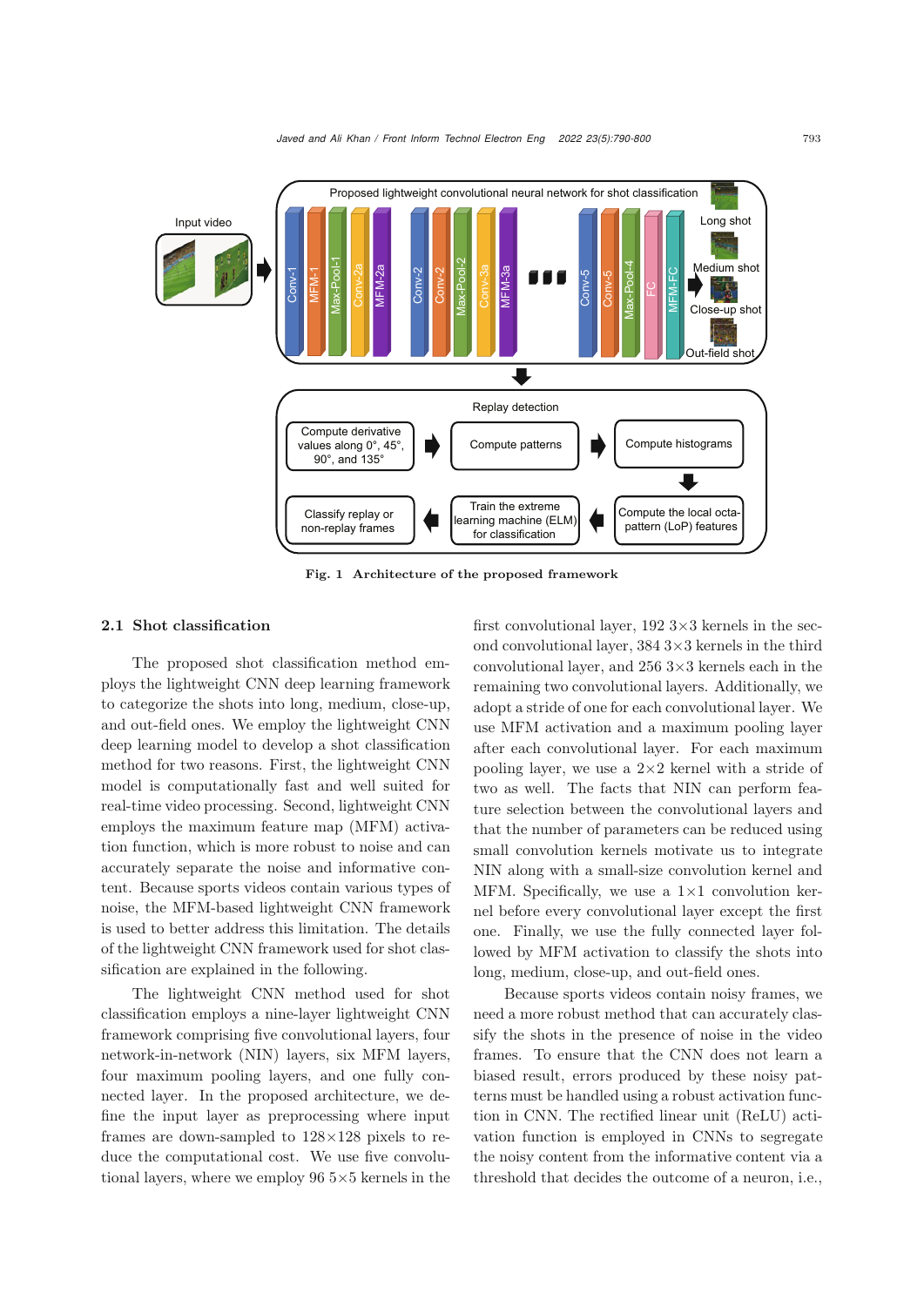Fig. 1 Architecture of the proposed framework

### 2.1 Shot classification

The proposed shot classification method employs the lightweight CNN deep learning framework to categorize the shots into long, medium, close-up, and out-field ones. We employ the lightweight CNN deep learning model to develop a shot classification method for two reasons. First, the lightweight CNN model is computationally fast and well suited for real-time video processing. Second, lightweight CNN employs the maximum feature map (MFM) activation function, which is more robust to noise and can accurately separate the noise and informative content. Because sports videos contain various types of noise, the MFM-based lightweight CNN framework is used to better address this limitation. The details of the lightweight CNN framework used for shot classification are explained in the following.

The lightweight CNN method used for shot classification employs a nine-layer lightweight CNN framework comprising five convolutional layers, four network-in-network (NIN) layers, six MFM layers, four maximum pooling layers, and one fully connected layer. In the proposed architecture, we define the input layer as preprocessing where input frames are down-sampled to 128×128 pixels to reduce the computational cost. We use five convolutional layers, where we employ 96 5×5 kernels in the first convolutional layer, 192 3×3 kernels in the second convolutional layer, 384 3×3 kernels in the third convolutional layer, and 256 3×3 kernels each in the remaining two convolutional layers. Additionally, we adopt a stride of one for each convolutional layer. We use MFM activation and a maximum pooling layer after each convolutional layer. For each maximum pooling layer, we use a 2×2 kernel with a stride of two as well. The facts that NIN can perform feature selection between the convolutional layers and that the number of parameters can be reduced using small convolution kernels motivate us to integrate NIN along with a small-size convolution kernel and MFM. Specifically, we use a 1×1 convolution kernel before every convolutional layer except the first one. Finally, we use the fully connected layer followed by MFM activation to classify the shots into long, medium, close-up, and out-field ones.

Because sports videos contain noisy frames, we need a more robust method that can accurately classify the shots in the presence of noise in the video frames. To ensure that the CNN does not learn a biased result, errors produced by these noisy patterns must be handled using a robust activation function in CNN. The rectified linear unit (ReLU) activation function is employed in CNNs to segregate the noisy content from the informative content via a threshold that decides the outcome of a neuron, i.e.,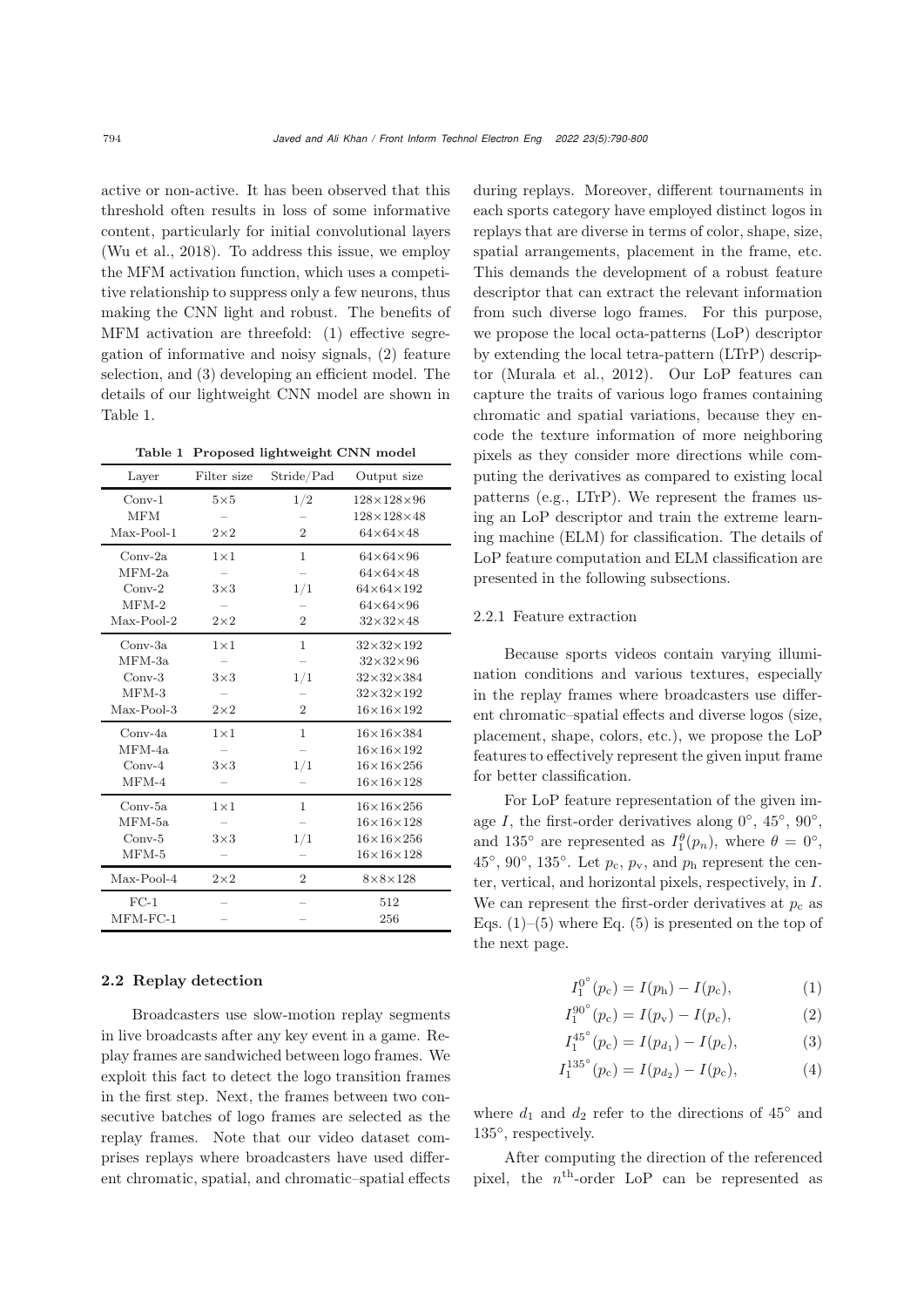active or non-active. It has been observed that this threshold often results in loss of some informative content, particularly for initial convolutional layers (Wu et al., 2018). To address this issue, we employ the MFM activation function, which uses a competitive relationship to suppress only a few neurons, thus making the CNN light and robust. The benefits of MFM activation are threefold: (1) effective segregation of informative and noisy signals, (2) feature selection, and (3) developing an efficient model. The details of our lightweight CNN model are shown in Table 1.

**Table 1 Proposed lightweight CNN model**

| Layer | Filter size | Stride/Pad | Output size |
|---|---|---|---|
| Conv-1 | 5×5 | 1/2 | 128×128×96 |
| MFM | – | – | 128×128×48 |
| Max-Pool-1 | 2×2 | 2 | 64×64×48 |
| Conv-2a | 1×1 | 1 | 64×64×96 |
| MFM-2a | – | – | 64×64×48 |
| Conv-2 | 3×3 | 1/1 | 64×64×192 |
| MFM-2 | – | – | 64×64×96 |
| Max-Pool-2 | 2×2 | 2 | 32×32×48 |
| Conv-3a | 1×1 | 1 | 32×32×192 |
| MFM-3a | – | – | 32×32×96 |
| Conv-3 | 3×3 | 1/1 | 32×32×384 |
| MFM-3 | – | – | 32×32×192 |
| Max-Pool-3 | 2×2 | 2 | 16×16×192 |
| Conv-4a | 1×1 | 1 | 16×16×384 |
| MFM-4a | – | – | 16×16×192 |
| Conv-4 | 3×3 | 1/1 | 16×16×256 |
| MFM-4 | – | – | 16×16×128 |
| Conv-5a | 1×1 | 1 | 16×16×256 |
| MFM-5a | – | – | 16×16×128 |
| Conv-5 | 3×3 | 1/1 | 16×16×256 |
| MFM-5 | – | – | 16×16×128 |
| Max-Pool-4 | 2×2 | 2 | 8×8×128 |
| FC-1 | – | – | 512 |
| MFM-FC-1 | – | – | 256 |

### 2.2 Replay detection

Broadcasters use slow-motion replay segments in live broadcasts after any key event in a game. Replay frames are sandwiched between logo frames. We exploit this fact to detect the logo transition frames in the first step. Next, the frames between two consecutive batches of logo frames are selected as the replay frames. Note that our video dataset comprises replays where broadcasters have used different chromatic, spatial, and chromatic–spatial effects during replays. Moreover, different tournaments in each sports category have employed distinct logos in replays that are diverse in terms of color, shape, size, spatial arrangements, placement in the frame, etc. This demands the development of a robust feature descriptor that can extract the relevant information from such diverse logo frames. For this purpose, we propose the local octa-patterns (LoP) descriptor by extending the local tetra-pattern (LTrP) descriptor (Murala et al., 2012). Our LoP features can capture the traits of various logo frames containing chromatic and spatial variations, because they encode the texture information of more neighboring pixels as they consider more directions while computing the derivatives as compared to existing local patterns (e.g., LTrP). We represent the frames using an LoP descriptor and train the extreme learning machine (ELM) for classification. The details of LoP feature computation and ELM classification are presented in the following subsections.

#### 2.2.1 Feature extraction

Because sports videos contain varying illumination conditions and various textures, especially in the replay frames where broadcasters use different chromatic–spatial effects and diverse logos (size, placement, shape, colors, etc.), we propose the LoP features to effectively represent the given input frame for better classification.

For LoP feature representation of the given image $I$, the first-order derivatives along 0°, 45°, 90°, and 135° are represented as $I_1^{\theta}(p_n)$, where $\theta = 0°, 45°, 90°, 135°$. Let $p_\mathrm{c}$, $p_\mathrm{v}$, and $p_\mathrm{h}$ represent the center, vertical, and horizontal pixels, respectively, in $I$. We can represent the first-order derivatives at $p_\mathrm{c}$ as Eqs. (1)–(5) where Eq. (5) is presented on the top of the next page.

$$I_1^{0^\circ}(p_\mathrm{c}) = I(p_\mathrm{h}) - I(p_\mathrm{c}), \tag{1}$$

$$I_1^{90^\circ}(p_\mathrm{c}) = I(p_\mathrm{v}) - I(p_\mathrm{c}), \tag{2}$$

$$I_1^{45^\circ}(p_\mathrm{c}) = I(p_{d_1}) - I(p_\mathrm{c}), \tag{3}$$

$$I_1^{135^\circ}(p_\mathrm{c}) = I(p_{d_2}) - I(p_\mathrm{c}), \tag{4}$$

where $d_1$ and $d_2$ refer to the directions of 45° and 135°, respectively.

After computing the direction of the referenced pixel, the $n^{\text{th}}$-order LoP can be represented as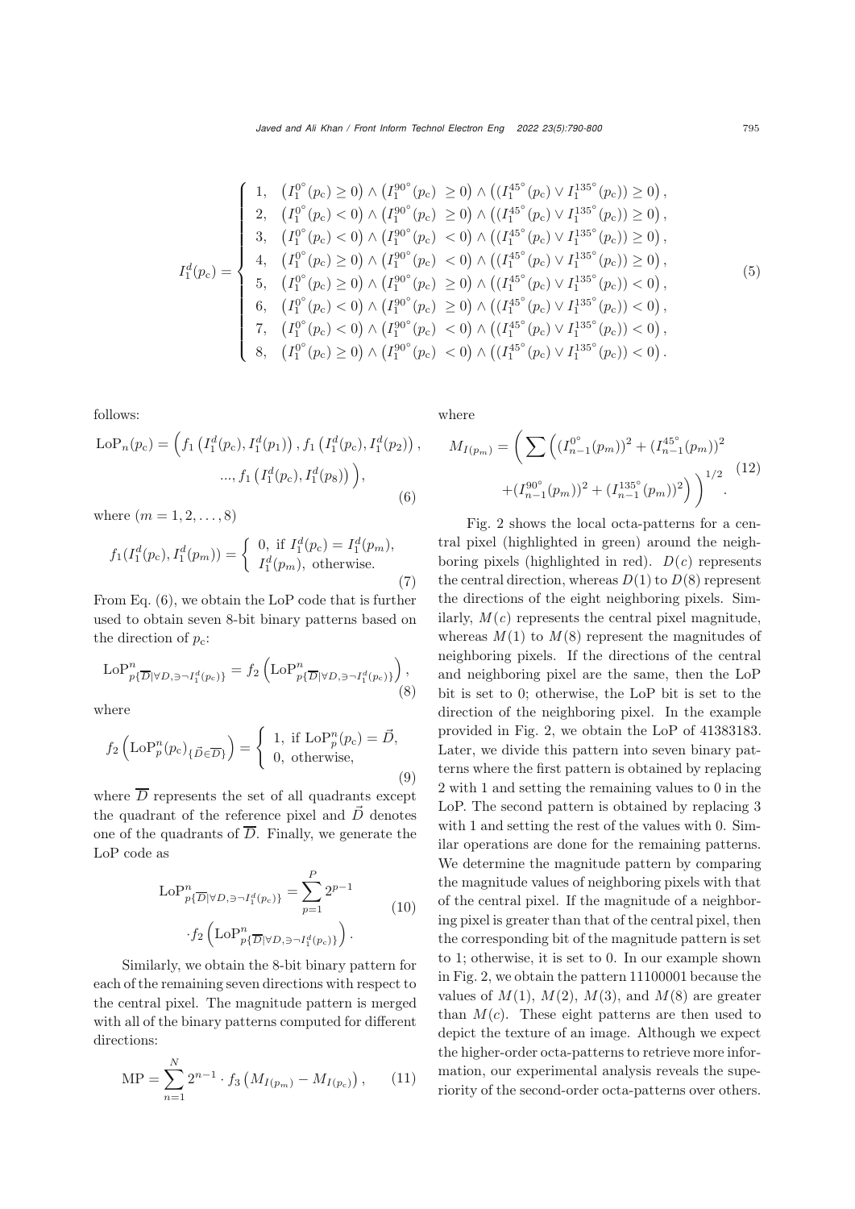$$I_1^d(p_c) = \begin{cases} 1, & \left(I_1^{0^\circ}(p_c) \geq 0\right) \wedge \left(I_1^{90^\circ}(p_c) \geq 0\right) \wedge \left((I_1^{45^\circ}(p_c) \vee I_1^{135^\circ}(p_c)) \geq 0\right), \\ 2, & \left(I_1^{0^\circ}(p_c) < 0\right) \wedge \left(I_1^{90^\circ}(p_c) \geq 0\right) \wedge \left((I_1^{45^\circ}(p_c) \vee I_1^{135^\circ}(p_c)) \geq 0\right), \\ 3, & \left(I_1^{0^\circ}(p_c) < 0\right) \wedge \left(I_1^{90^\circ}(p_c) < 0\right) \wedge \left((I_1^{45^\circ}(p_c) \vee I_1^{135^\circ}(p_c)) \geq 0\right), \\ 4, & \left(I_1^{0^\circ}(p_c) \geq 0\right) \wedge \left(I_1^{90^\circ}(p_c) < 0\right) \wedge \left((I_1^{45^\circ}(p_c) \vee I_1^{135^\circ}(p_c)) \geq 0\right), \\ 5, & \left(I_1^{0^\circ}(p_c) \geq 0\right) \wedge \left(I_1^{90^\circ}(p_c) \geq 0\right) \wedge \left((I_1^{45^\circ}(p_c) \vee I_1^{135^\circ}(p_c)) < 0\right), \\ 6, & \left(I_1^{0^\circ}(p_c) < 0\right) \wedge \left(I_1^{90^\circ}(p_c) \geq 0\right) \wedge \left((I_1^{45^\circ}(p_c) \vee I_1^{135^\circ}(p_c)) < 0\right), \\ 7, & \left(I_1^{0^\circ}(p_c) < 0\right) \wedge \left(I_1^{90^\circ}(p_c) < 0\right) \wedge \left((I_1^{45^\circ}(p_c) \vee I_1^{135^\circ}(p_c)) < 0\right), \\ 8, & \left(I_1^{0^\circ}(p_c) \geq 0\right) \wedge \left(I_1^{90^\circ}(p_c) < 0\right) \wedge \left((I_1^{45^\circ}(p_c) \vee I_1^{135^\circ}(p_c)) < 0\right). \end{cases} \tag{5}$$

follows:

$$\mathrm{LoP}_n(p_c) = \Big(f_1\left(I_1^d(p_c), I_1^d(p_1)\right), f_1\left(I_1^d(p_c), I_1^d(p_2)\right), \ldots, f_1\left(I_1^d(p_c), I_1^d(p_8)\right)\Big), \tag{6}$$

where $(m = 1, 2, \ldots, 8)$

$$f_1(I_1^d(p_c), I_1^d(p_m)) = \begin{cases} 0, & \text{if } I_1^d(p_c) = I_1^d(p_m), \\ I_1^d(p_m), & \text{otherwise.} \end{cases} \tag{7}$$

From Eq. (6), we obtain the LoP code that is further used to obtain seven 8-bit binary patterns based on the direction of $p_c$:

$$\mathrm{LoP}^n_{p\{\overline{D}|\forall D, \ni \neg I_1^d(p_c)\}} = f_2\left(\mathrm{LoP}^n_{p\{\overline{D}|\forall D, \ni \neg I_1^d(p_c)\}}\right), \tag{8}$$

where

$$f_2\left(\mathrm{LoP}^n_p(p_c)_{\{\vec{D} \in \overline{D}\}}\right) = \begin{cases} 1, & \text{if } \mathrm{LoP}^n_p(p_c) = \vec{D}, \\ 0, & \text{otherwise,} \end{cases} \tag{9}$$

where $\overline{D}$ represents the set of all quadrants except the quadrant of the reference pixel and $\vec{D}$ denotes one of the quadrants of $\overline{D}$. Finally, we generate the LoP code as

$$\mathrm{LoP}^n_{p\{\overline{D}|\forall D, \ni \neg I_1^d(p_c)\}} = \sum_{p=1}^{P} 2^{p-1} \cdot f_2\left(\mathrm{LoP}^n_{p\{\overline{D}|\forall D, \ni \neg I_1^d(p_c)\}}\right). \tag{10}$$

Similarly, we obtain the 8-bit binary pattern for each of the remaining seven directions with respect to the central pixel. The magnitude pattern is merged with all of the binary patterns computed for different directions:

$$\mathrm{MP} = \sum_{n=1}^{N} 2^{n-1} \cdot f_3\left(M_{I(p_m)} - M_{I(p_c)}\right), \tag{11}$$

where

$$M_{I(p_m)} = \left(\sum \left((I_{n-1}^{0^\circ}(p_m))^2 + (I_{n-1}^{45^\circ}(p_m))^2 + (I_{n-1}^{90^\circ}(p_m))^2 + (I_{n-1}^{135^\circ}(p_m))^2\right)\right)^{1/2}. \tag{12}$$

Fig. 2 shows the local octa-patterns for a central pixel (highlighted in green) around the neighboring pixels (highlighted in red). $D(c)$ represents the central direction, whereas $D(1)$ to $D(8)$ represent the directions of the eight neighboring pixels. Similarly, $M(c)$ represents the central pixel magnitude, whereas $M(1)$ to $M(8)$ represent the magnitudes of neighboring pixels. If the directions of the central and neighboring pixel are the same, then the LoP bit is set to 0; otherwise, the LoP bit is set to the direction of the neighboring pixel. In the example provided in Fig. 2, we obtain the LoP of 41383183. Later, we divide this pattern into seven binary patterns where the first pattern is obtained by replacing 2 with 1 and setting the remaining values to 0 in the LoP. The second pattern is obtained by replacing 3 with 1 and setting the rest of the values with 0. Similar operations are done for the remaining patterns. We determine the magnitude pattern by comparing the magnitude values of neighboring pixels with that of the central pixel. If the magnitude of a neighboring pixel is greater than that of the central pixel, then the corresponding bit of the magnitude pattern is set to 1; otherwise, it is set to 0. In our example shown in Fig. 2, we obtain the pattern 11100001 because the values of $M(1)$, $M(2)$, $M(3)$, and $M(8)$ are greater than $M(c)$. These eight patterns are then used to depict the texture of an image. Although we expect the higher-order octa-patterns to retrieve more information, our experimental analysis reveals the superiority of the second-order octa-patterns over others.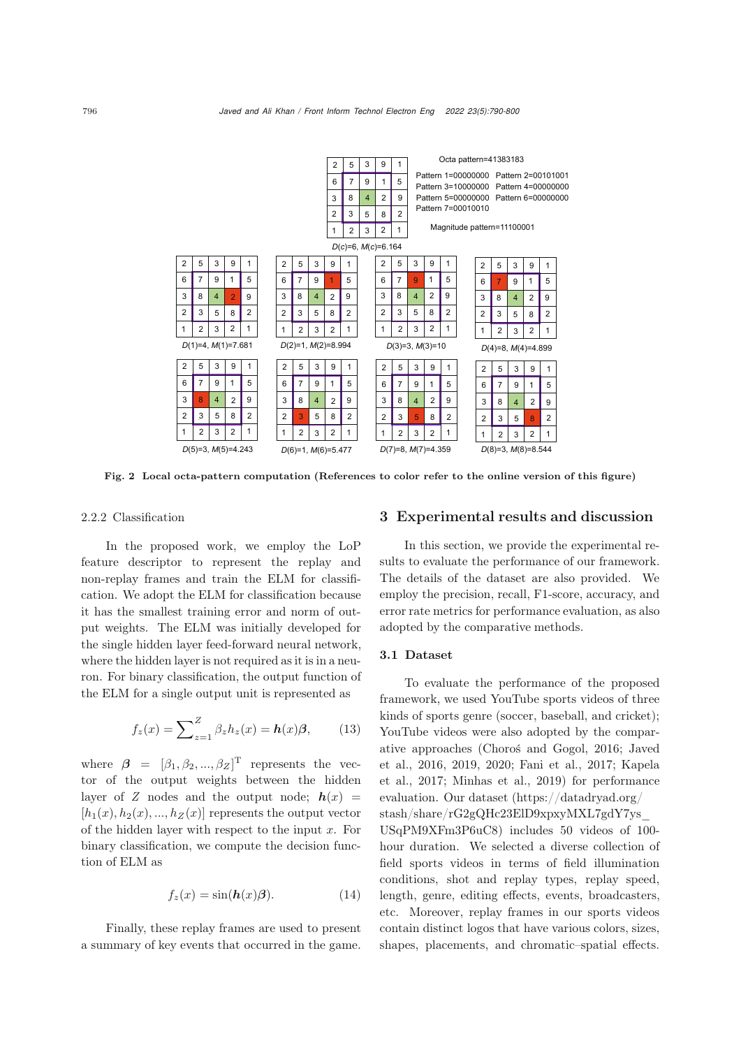Octa pattern=41383183

Pattern 1=00000000 Pattern 2=00101001
Pattern 3=10000000 Pattern 4=00000000
Pattern 5=00000000 Pattern 6=00000000
Pattern 7=00010010

Magnitude pattern=11100001

$D(c)$=6, $M(c)$=6.164

$D(1)$=4, $M(1)$=7.681; $D(2)$=1, $M(2)$=8.994; $D(3)$=3, $M(3)$=10; $D(4)$=8, $M(4)$=4.899

$D(5)$=3, $M(5)$=4.243; $D(6)$=1, $M(6)$=5.477; $D(7)$=8, $M(7)$=4.359; $D(8)$=3, $M(8)$=8.544

**Fig. 2 Local octa-pattern computation (References to color refer to the online version of this figure)**

#### 2.2.2 Classification

In the proposed work, we employ the LoP feature descriptor to represent the replay and non-replay frames and train the ELM for classification. We adopt the ELM for classification because it has the smallest training error and norm of output weights. The ELM was initially developed for the single hidden layer feed-forward neural network, where the hidden layer is not required as it is in a neuron. For binary classification, the output function of the ELM for a single output unit is represented as

$$f_z(x) = \sum\nolimits_{z=1}^{Z} \beta_z h_z(x) = \boldsymbol{h}(x)\boldsymbol{\beta}, \tag{13}$$

where $\boldsymbol{\beta} = [\beta_1, \beta_2, ..., \beta_Z]^{\mathrm{T}}$ represents the vector of the output weights between the hidden layer of $Z$ nodes and the output node; $\boldsymbol{h}(x) = [h_1(x), h_2(x), ..., h_Z(x)]$ represents the output vector of the hidden layer with respect to the input $x$. For binary classification, we compute the decision function of ELM as

$$f_z(x) = \sin(\boldsymbol{h}(x)\boldsymbol{\beta}). \tag{14}$$

Finally, these replay frames are used to present a summary of key events that occurred in the game.

## 3 Experimental results and discussion

In this section, we provide the experimental results to evaluate the performance of our framework. The details of the dataset are also provided. We employ the precision, recall, F1-score, accuracy, and error rate metrics for performance evaluation, as also adopted by the comparative methods.

### 3.1 Dataset

To evaluate the performance of the proposed framework, we used YouTube sports videos of three kinds of sports genre (soccer, baseball, and cricket); YouTube videos were also adopted by the comparative approaches (Choroś and Gogol, 2016; Javed et al., 2016, 2019, 2020; Fani et al., 2017; Kapela et al., 2017; Minhas et al., 2019) for performance evaluation. Our dataset (https://datadryad.org/stash/share/rG2gQHc23ElD9xpxyMXL7gdY7ys_USqPM9XFm3P6uC8) includes 50 videos of 100-hour duration. We selected a diverse collection of field sports videos in terms of field illumination conditions, shot and replay types, replay speed, length, genre, editing effects, events, broadcasters, etc. Moreover, replay frames in our sports videos contain distinct logos that have various colors, sizes, shapes, placements, and chromatic–spatial effects.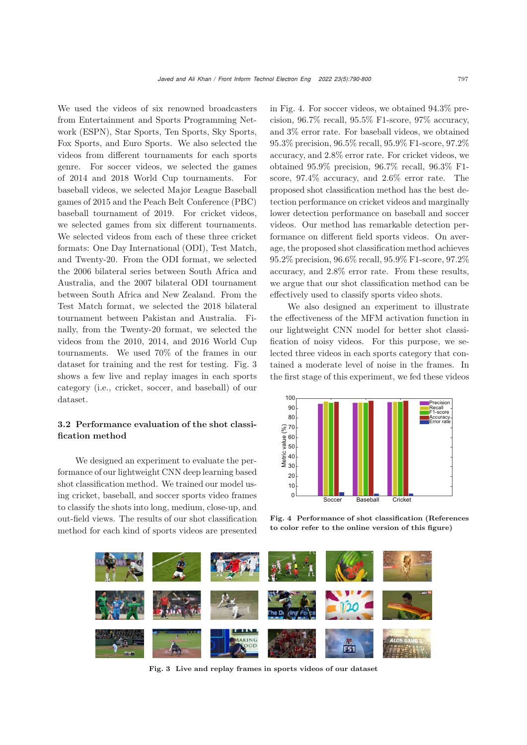We used the videos of six renowned broadcasters from Entertainment and Sports Programming Network (ESPN), Star Sports, Ten Sports, Sky Sports, Fox Sports, and Euro Sports. We also selected the videos from different tournaments for each sports genre. For soccer videos, we selected the games of 2014 and 2018 World Cup tournaments. For baseball videos, we selected Major League Baseball games of 2015 and the Peach Belt Conference (PBC) baseball tournament of 2019. For cricket videos, we selected games from six different tournaments. We selected videos from each of these three cricket formats: One Day International (ODI), Test Match, and Twenty-20. From the ODI format, we selected the 2006 bilateral series between South Africa and Australia, and the 2007 bilateral ODI tournament between South Africa and New Zealand. From the Test Match format, we selected the 2018 bilateral tournament between Pakistan and Australia. Finally, from the Twenty-20 format, we selected the videos from the 2010, 2014, and 2016 World Cup tournaments. We used 70% of the frames in our dataset for training and the rest for testing. Fig. 3 shows a few live and replay images in each sports category (i.e., cricket, soccer, and baseball) of our dataset.

## 3.2 Performance evaluation of the shot classification method

We designed an experiment to evaluate the performance of our lightweight CNN deep learning based shot classification method. We trained our model using cricket, baseball, and soccer sports video frames to classify the shots into long, medium, close-up, and out-field views. The results of our shot classification method for each kind of sports videos are presented in Fig. 4. For soccer videos, we obtained 94.3% precision, 96.7% recall, 95.5% F1-score, 97% accuracy, and 3% error rate. For baseball videos, we obtained 95.3% precision, 96.5% recall, 95.9% F1-score, 97.2% accuracy, and 2.8% error rate. For cricket videos, we obtained 95.9% precision, 96.7% recall, 96.3% F1-score, 97.4% accuracy, and 2.6% error rate. The proposed shot classification method has the best detection performance on cricket videos and marginally lower detection performance on baseball and soccer videos. Our method has remarkable detection performance on different field sports videos. On average, the proposed shot classification method achieves 95.2% precision, 96.6% recall, 95.9% F1-score, 97.2% accuracy, and 2.8% error rate. From these results, we argue that our shot classification method can be effectively used to classify sports video shots.

We also designed an experiment to illustrate the effectiveness of the MFM activation function in our lightweight CNN model for better shot classification of noisy videos. For this purpose, we selected three videos in each sports category that contained a moderate level of noise in the frames. In the first stage of this experiment, we fed these videos

Fig. 4 Performance of shot classification (References to color refer to the online version of this figure)

Fig. 3 Live and replay frames in sports videos of our dataset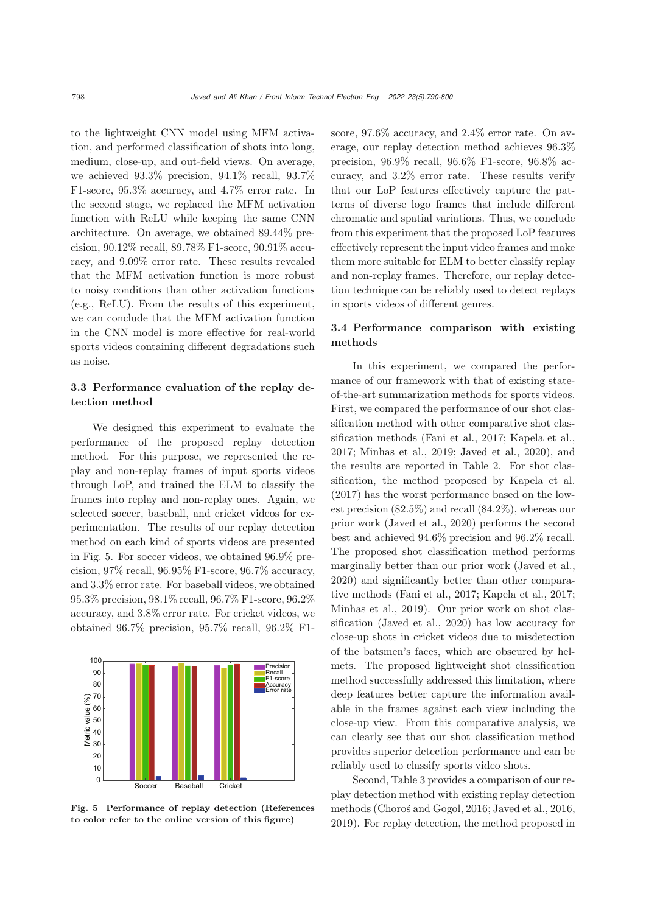to the lightweight CNN model using MFM activation, and performed classification of shots into long, medium, close-up, and out-field views. On average, we achieved 93.3% precision, 94.1% recall, 93.7% F1-score, 95.3% accuracy, and 4.7% error rate. In the second stage, we replaced the MFM activation function with ReLU while keeping the same CNN architecture. On average, we obtained 89.44% precision, 90.12% recall, 89.78% F1-score, 90.91% accuracy, and 9.09% error rate. These results revealed that the MFM activation function is more robust to noisy conditions than other activation functions (e.g., ReLU). From the results of this experiment, we can conclude that the MFM activation function in the CNN model is more effective for real-world sports videos containing different degradations such as noise.

### 3.3 Performance evaluation of the replay detection method

We designed this experiment to evaluate the performance of the proposed replay detection method. For this purpose, we represented the replay and non-replay frames of input sports videos through LoP, and trained the ELM to classify the frames into replay and non-replay ones. Again, we selected soccer, baseball, and cricket videos for experimentation. The results of our replay detection method on each kind of sports videos are presented in Fig. 5. For soccer videos, we obtained 96.9% precision, 97% recall, 96.95% F1-score, 96.7% accuracy, and 3.3% error rate. For baseball videos, we obtained 95.3% precision, 98.1% recall, 96.7% F1-score, 96.2% accuracy, and 3.8% error rate. For cricket videos, we obtained 96.7% precision, 95.7% recall, 96.2% F1-score, 97.6% accuracy, and 2.4% error rate. On average, our replay detection method achieves 96.3% precision, 96.9% recall, 96.6% F1-score, 96.8% accuracy, and 3.2% error rate. These results verify that our LoP features effectively capture the patterns of diverse logo frames that include different chromatic and spatial variations. Thus, we conclude from this experiment that the proposed LoP features effectively represent the input video frames and make them more suitable for ELM to better classify replay and non-replay frames. Therefore, our replay detection technique can be reliably used to detect replays in sports videos of different genres.

**Fig. 5 Performance of replay detection (References to color refer to the online version of this figure)**

### 3.4 Performance comparison with existing methods

In this experiment, we compared the performance of our framework with that of existing state-of-the-art summarization methods for sports videos. First, we compared the performance of our shot classification method with other comparative shot classification methods (Fani et al., 2017; Kapela et al., 2017; Minhas et al., 2019; Javed et al., 2020), and the results are reported in Table 2. For shot classification, the method proposed by Kapela et al. (2017) has the worst performance based on the lowest precision (82.5%) and recall (84.2%), whereas our prior work (Javed et al., 2020) performs the second best and achieved 94.6% precision and 96.2% recall. The proposed shot classification method performs marginally better than our prior work (Javed et al., 2020) and significantly better than other comparative methods (Fani et al., 2017; Kapela et al., 2017; Minhas et al., 2019). Our prior work on shot classification (Javed et al., 2020) has low accuracy for close-up shots in cricket videos due to misdetection of the batsmen's faces, which are obscured by helmets. The proposed lightweight shot classification method successfully addressed this limitation, where deep features better capture the information available in the frames against each view including the close-up view. From this comparative analysis, we can clearly see that our shot classification method provides superior detection performance and can be reliably used to classify sports video shots.

Second, Table 3 provides a comparison of our replay detection method with existing replay detection methods (Choroś and Gogol, 2016; Javed et al., 2016, 2019). For replay detection, the method proposed in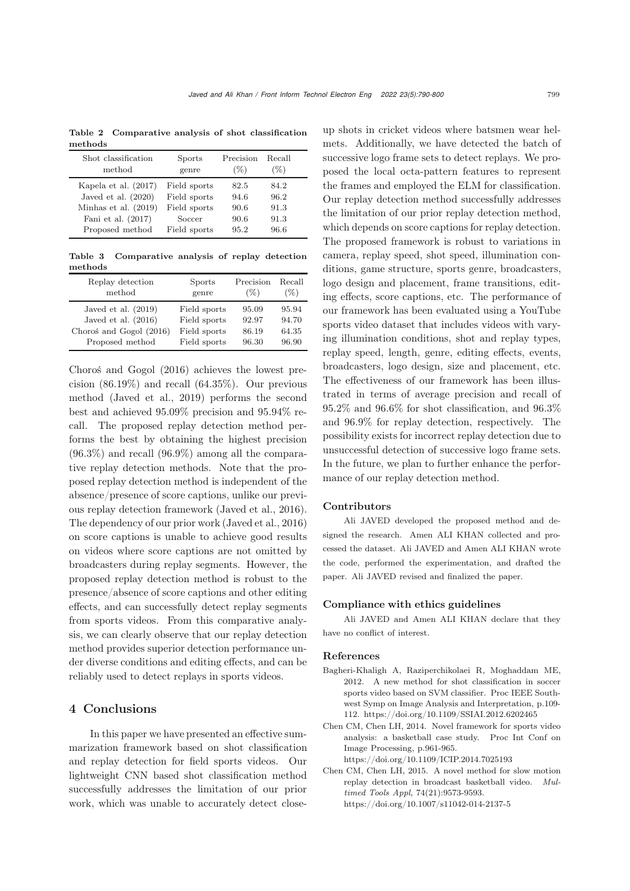**Table 2 Comparative analysis of shot classification methods**

| Shot classification method | Sports genre | Precision (%) | Recall (%) |
|---|---|---|---|
| Kapela et al. (2017) | Field sports | 82.5 | 84.2 |
| Javed et al. (2020) | Field sports | 94.6 | 96.2 |
| Minhas et al. (2019) | Field sports | 90.6 | 91.3 |
| Fani et al. (2017) | Soccer | 90.6 | 91.3 |
| Proposed method | Field sports | 95.2 | 96.6 |

**Table 3 Comparative analysis of replay detection methods**

| Replay detection method | Sports genre | Precision (%) | Recall (%) |
|---|---|---|---|
| Javed et al. (2019) | Field sports | 95.09 | 95.94 |
| Javed et al. (2016) | Field sports | 92.97 | 94.70 |
| Choroś and Gogol (2016) | Field sports | 86.19 | 64.35 |
| Proposed method | Field sports | 96.30 | 96.90 |

Choroś and Gogol (2016) achieves the lowest precision (86.19%) and recall (64.35%). Our previous method (Javed et al., 2019) performs the second best and achieved 95.09% precision and 95.94% recall. The proposed replay detection method performs the best by obtaining the highest precision (96.3%) and recall (96.9%) among all the comparative replay detection methods. Note that the proposed replay detection method is independent of the absence/presence of score captions, unlike our previous replay detection framework (Javed et al., 2016). The dependency of our prior work (Javed et al., 2016) on score captions is unable to achieve good results on videos where score captions are not omitted by broadcasters during replay segments. However, the proposed replay detection method is robust to the presence/absence of score captions and other editing effects, and can successfully detect replay segments from sports videos. From this comparative analysis, we can clearly observe that our replay detection method provides superior detection performance under diverse conditions and editing effects, and can be reliably used to detect replays in sports videos.

## 4 Conclusions

In this paper we have presented an effective summarization framework based on shot classification and replay detection for field sports videos. Our lightweight CNN based shot classification method successfully addresses the limitation of our prior work, which was unable to accurately detect close-up shots in cricket videos where batsmen wear helmets. Additionally, we have detected the batch of successive logo frame sets to detect replays. We proposed the local octa-pattern features to represent the frames and employed the ELM for classification. Our replay detection method successfully addresses the limitation of our prior replay detection method, which depends on score captions for replay detection. The proposed framework is robust to variations in camera, replay speed, shot speed, illumination conditions, game structure, sports genre, broadcasters, logo design and placement, frame transitions, editing effects, score captions, etc. The performance of our framework has been evaluated using a YouTube sports video dataset that includes videos with varying illumination conditions, shot and replay types, replay speed, length, genre, editing effects, events, broadcasters, logo design, size and placement, etc. The effectiveness of our framework has been illustrated in terms of average precision and recall of 95.2% and 96.6% for shot classification, and 96.3% and 96.9% for replay detection, respectively. The possibility exists for incorrect replay detection due to unsuccessful detection of successive logo frame sets. In the future, we plan to further enhance the performance of our replay detection method.

### Contributors

Ali JAVED developed the proposed method and designed the research. Amen ALI KHAN collected and processed the dataset. Ali JAVED and Amen ALI KHAN wrote the code, performed the experimentation, and drafted the paper. Ali JAVED revised and finalized the paper.

### Compliance with ethics guidelines

Ali JAVED and Amen ALI KHAN declare that they have no conflict of interest.

### References

Bagheri-Khaligh A, Raziperchikolaei R, Moghaddam ME, 2012. A new method for shot classification in soccer sports video based on SVM classifier. Proc IEEE Southwest Symp on Image Analysis and Interpretation, p.109-112. https://doi.org/10.1109/SSIAI.2012.6202465

Chen CM, Chen LH, 2014. Novel framework for sports video analysis: a basketball case study. Proc Int Conf on Image Processing, p.961-965. https://doi.org/10.1109/ICIP.2014.7025193

Chen CM, Chen LH, 2015. A novel method for slow motion replay detection in broadcast basketball video. *Multimed Tools Appl*, 74(21):9573-9593. https://doi.org/10.1007/s11042-014-2137-5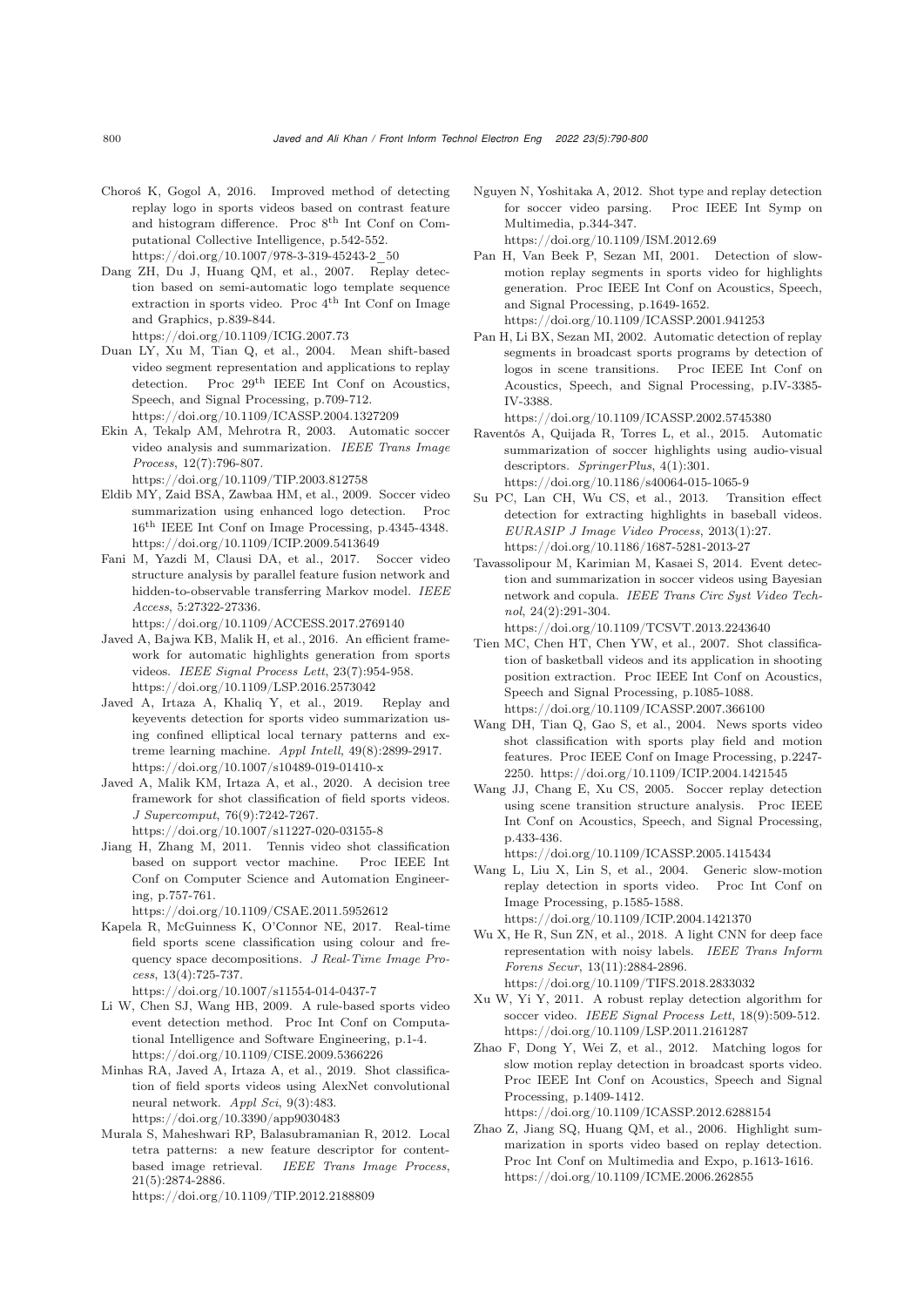Choroś K, Gogol A, 2016. Improved method of detecting replay logo in sports videos based on contrast feature and histogram difference. Proc 8th Int Conf on Computational Collective Intelligence, p.542-552. https://doi.org/10.1007/978-3-319-45243-2_50

Dang ZH, Du J, Huang QM, et al., 2007. Replay detection based on semi-automatic logo template sequence extraction in sports video. Proc 4th Int Conf on Image and Graphics, p.839-844. https://doi.org/10.1109/ICIG.2007.73

Duan LY, Xu M, Tian Q, et al., 2004. Mean shift-based video segment representation and applications to replay detection. Proc 29th IEEE Int Conf on Acoustics, Speech, and Signal Processing, p.709-712. https://doi.org/10.1109/ICASSP.2004.1327209

Ekin A, Tekalp AM, Mehrotra R, 2003. Automatic soccer video analysis and summarization. *IEEE Trans Image Process*, 12(7):796-807. https://doi.org/10.1109/TIP.2003.812758

Eldib MY, Zaid BSA, Zawbaa HM, et al., 2009. Soccer video summarization using enhanced logo detection. Proc 16th IEEE Int Conf on Image Processing, p.4345-4348. https://doi.org/10.1109/ICIP.2009.5413649

Fani M, Yazdi M, Clausi DA, et al., 2017. Soccer video structure analysis by parallel feature fusion network and hidden-to-observable transferring Markov model. *IEEE Access*, 5:27322-27336. https://doi.org/10.1109/ACCESS.2017.2769140

Javed A, Bajwa KB, Malik H, et al., 2016. An efficient framework for automatic highlights generation from sports videos. *IEEE Signal Process Lett*, 23(7):954-958. https://doi.org/10.1109/LSP.2016.2573042

Javed A, Irtaza A, Khaliq Y, et al., 2019. Replay and keyevents detection for sports video summarization using confined elliptical local ternary patterns and extreme learning machine. *Appl Intell*, 49(8):2899-2917. https://doi.org/10.1007/s10489-019-01410-x

Javed A, Malik KM, Irtaza A, et al., 2020. A decision tree framework for shot classification of field sports videos. *J Supercomput*, 76(9):7242-7267. https://doi.org/10.1007/s11227-020-03155-8

Jiang H, Zhang M, 2011. Tennis video shot classification based on support vector machine. Proc IEEE Int Conf on Computer Science and Automation Engineering, p.757-761. https://doi.org/10.1109/CSAE.2011.5952612

Kapela R, McGuinness K, O'Connor NE, 2017. Real-time field sports scene classification using colour and frequency space decompositions. *J Real-Time Image Process*, 13(4):725-737. https://doi.org/10.1007/s11554-014-0437-7

Li W, Chen SJ, Wang HB, 2009. A rule-based sports video event detection method. Proc Int Conf on Computational Intelligence and Software Engineering, p.1-4. https://doi.org/10.1109/CISE.2009.5366226

Minhas RA, Javed A, Irtaza A, et al., 2019. Shot classification of field sports videos using AlexNet convolutional neural network. *Appl Sci*, 9(3):483. https://doi.org/10.3390/app9030483

Murala S, Maheshwari RP, Balasubramanian R, 2012. Local tetra patterns: a new feature descriptor for content-based image retrieval. *IEEE Trans Image Process*, 21(5):2874-2886. https://doi.org/10.1109/TIP.2012.2188809

Nguyen N, Yoshitaka A, 2012. Shot type and replay detection for soccer video parsing. Proc IEEE Int Symp on Multimedia, p.344-347. https://doi.org/10.1109/ISM.2012.69

Pan H, Van Beek P, Sezan MI, 2001. Detection of slow-motion replay segments in sports video for highlights generation. Proc IEEE Int Conf on Acoustics, Speech, and Signal Processing, p.1649-1652. https://doi.org/10.1109/ICASSP.2001.941253

Pan H, Li BX, Sezan MI, 2002. Automatic detection of replay segments in broadcast sports programs by detection of logos in scene transitions. Proc IEEE Int Conf on Acoustics, Speech, and Signal Processing, p.IV-3385-IV-3388. https://doi.org/10.1109/ICASSP.2002.5745380

Raventós A, Quijada R, Torres L, et al., 2015. Automatic summarization of soccer highlights using audio-visual descriptors. *SpringerPlus*, 4(1):301. https://doi.org/10.1186/s40064-015-1065-9

Su PC, Lan CH, Wu CS, et al., 2013. Transition effect detection for extracting highlights in baseball videos. *EURASIP J Image Video Process*, 2013(1):27. https://doi.org/10.1186/1687-5281-2013-27

Tavassolipour M, Karimian M, Kasaei S, 2014. Event detection and summarization in soccer videos using Bayesian network and copula. *IEEE Trans Circ Syst Video Technol*, 24(2):291-304. https://doi.org/10.1109/TCSVT.2013.2243640

Tien MC, Chen HT, Chen YW, et al., 2007. Shot classification of basketball videos and its application in shooting position extraction. Proc IEEE Int Conf on Acoustics, Speech and Signal Processing, p.1085-1088. https://doi.org/10.1109/ICASSP.2007.366100

Wang DH, Tian Q, Gao S, et al., 2004. News sports video shot classification with sports play field and motion features. Proc IEEE Conf on Image Processing, p.2247-2250. https://doi.org/10.1109/ICIP.2004.1421545

Wang JJ, Chang E, Xu CS, 2005. Soccer replay detection using scene transition structure analysis. Proc IEEE Int Conf on Acoustics, Speech, and Signal Processing, p.433-436. https://doi.org/10.1109/ICASSP.2005.1415434

Wang L, Liu X, Lin S, et al., 2004. Generic slow-motion replay detection in sports video. Proc Int Conf on Image Processing, p.1585-1588. https://doi.org/10.1109/ICIP.2004.1421370

Wu X, He R, Sun ZN, et al., 2018. A light CNN for deep face representation with noisy labels. *IEEE Trans Inform Forens Secur*, 13(11):2884-2896. https://doi.org/10.1109/TIFS.2018.2833032

Xu W, Yi Y, 2011. A robust replay detection algorithm for soccer video. *IEEE Signal Process Lett*, 18(9):509-512. https://doi.org/10.1109/LSP.2011.2161287

Zhao F, Dong Y, Wei Z, et al., 2012. Matching logos for slow motion replay detection in broadcast sports video. Proc IEEE Int Conf on Acoustics, Speech and Signal Processing, p.1409-1412. https://doi.org/10.1109/ICASSP.2012.6288154

Zhao Z, Jiang SQ, Huang QM, et al., 2006. Highlight summarization in sports video based on replay detection. Proc Int Conf on Multimedia and Expo, p.1613-1616. https://doi.org/10.1109/ICME.2006.262855